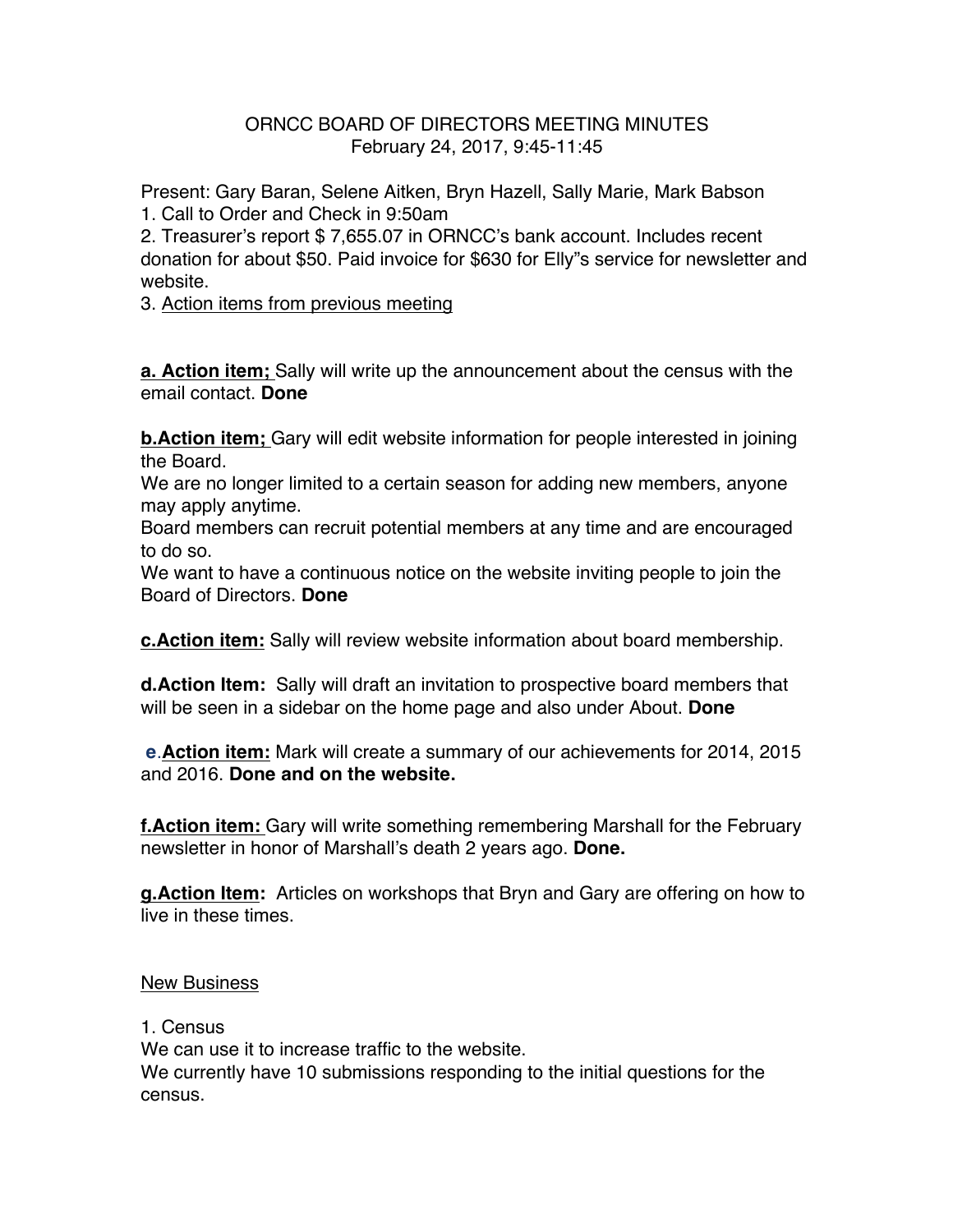ORNCC BOARD OF DIRECTORS MEETING MINUTES
February 24, 2017, 9:45-11:45

Present: Gary Baran, Selene Aitken, Bryn Hazell, Sally Marie, Mark Babson

1. Call to Order and Check in 9:50am
2. Treasurer's report $ 7,655.07 in ORNCC's bank account. Includes recent donation for about $50. Paid invoice for $630 for Elly"s service for newsletter and website.
3. Action items from previous meeting

**a. Action item;** Sally will write up the announcement about the census with the email contact. **Done**

**b.Action item;** Gary will edit website information for people interested in joining the Board.
We are no longer limited to a certain season for adding new members, anyone may apply anytime.
Board members can recruit potential members at any time and are encouraged to do so.
We want to have a continuous notice on the website inviting people to join the Board of Directors. **Done**

**c.Action item:** Sally will review website information about board membership.

**d.Action Item:** Sally will draft an invitation to prospective board members that will be seen in a sidebar on the home page and also under About. **Done**

**e.Action item:** Mark will create a summary of our achievements for 2014, 2015 and 2016. **Done and on the website.**

**f.Action item:** Gary will write something remembering Marshall for the February newsletter in honor of Marshall's death 2 years ago. **Done.**

**g.Action Item:** Articles on workshops that Bryn and Gary are offering on how to live in these times.

New Business

1. Census
We can use it to increase traffic to the website.
We currently have 10 submissions responding to the initial questions for the census.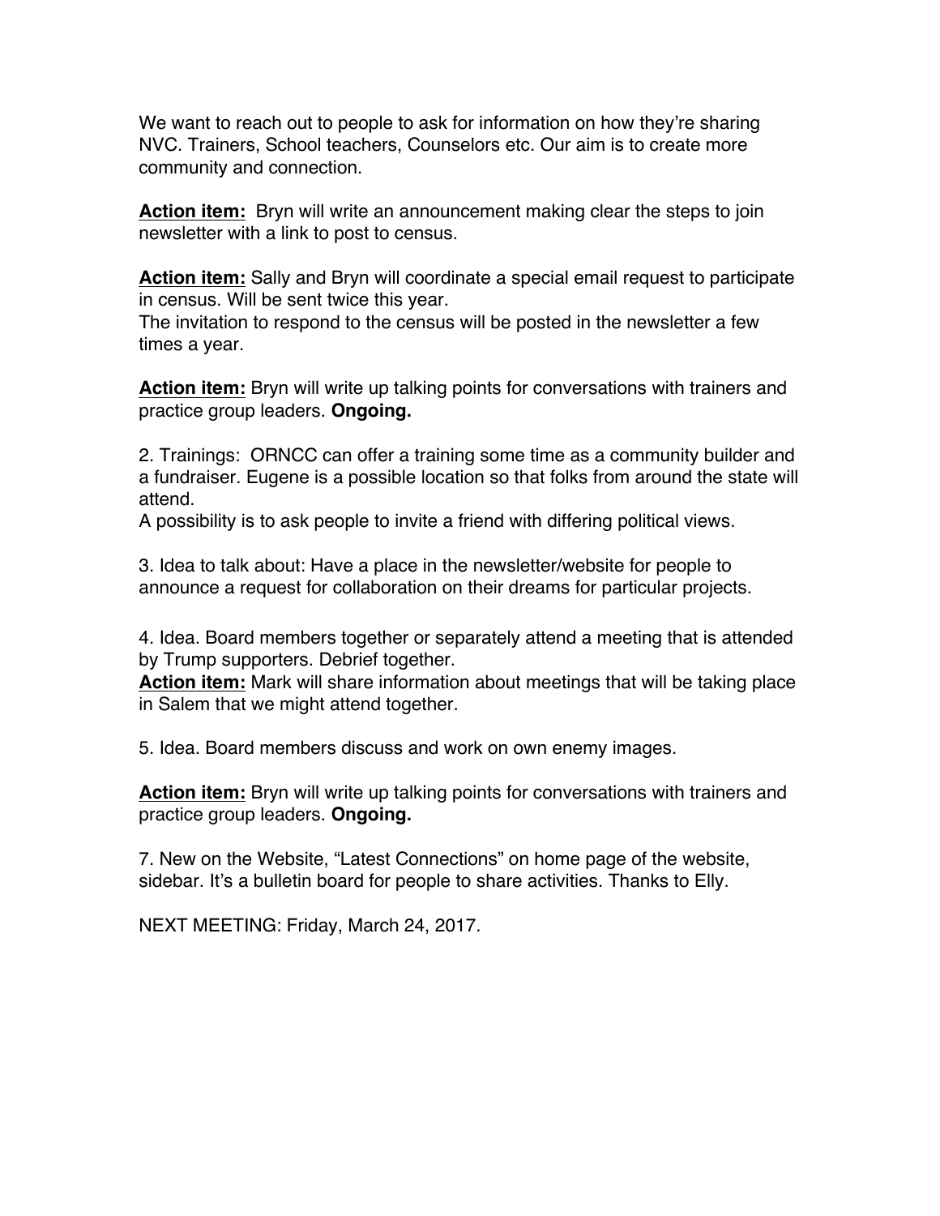We want to reach out to people to ask for information on how they're sharing NVC. Trainers, School teachers, Counselors etc. Our aim is to create more community and connection.

**<u>Action item:</u>** Bryn will write an announcement making clear the steps to join newsletter with a link to post to census.

**<u>Action item:</u>** Sally and Bryn will coordinate a special email request to participate in census. Will be sent twice this year.
The invitation to respond to the census will be posted in the newsletter a few times a year.

**<u>Action item:</u>** Bryn will write up talking points for conversations with trainers and practice group leaders. **Ongoing.**

2. Trainings: ORNCC can offer a training some time as a community builder and a fundraiser. Eugene is a possible location so that folks from around the state will attend.
A possibility is to ask people to invite a friend with differing political views.

3. Idea to talk about: Have a place in the newsletter/website for people to announce a request for collaboration on their dreams for particular projects.

4. Idea. Board members together or separately attend a meeting that is attended by Trump supporters. Debrief together.
**<u>Action item:</u>** Mark will share information about meetings that will be taking place in Salem that we might attend together.

5. Idea. Board members discuss and work on own enemy images.

**<u>Action item:</u>** Bryn will write up talking points for conversations with trainers and practice group leaders. **Ongoing.**

7. New on the Website, "Latest Connections" on home page of the website, sidebar. It's a bulletin board for people to share activities. Thanks to Elly.

NEXT MEETING: Friday, March 24, 2017.